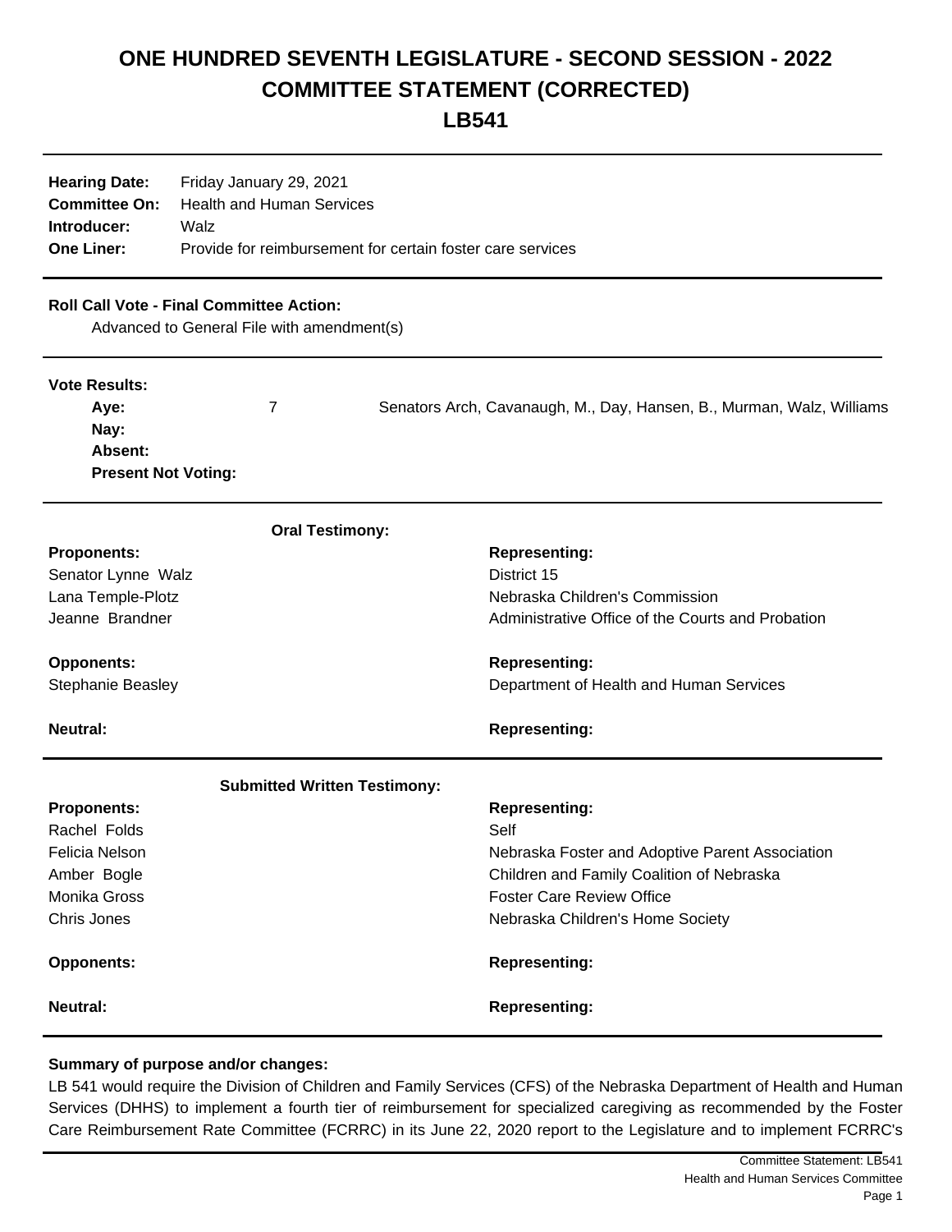# ONE HUNDRED SEVENTH LEGISLATURE - SECOND SESSION - 2022
# COMMITTEE STATEMENT (CORRECTED)
# LB541

| | |
|---|---|
| **Hearing Date:** | Friday January 29, 2021 |
| **Committee On:** | Health and Human Services |
| **Introducer:** | Walz |
| **One Liner:** | Provide for reimbursement for certain foster care services |

**Roll Call Vote - Final Committee Action:**

Advanced to General File with amendment(s)

**Vote Results:**

| | | |
|---|---|---|
| **Aye:** | 7 | Senators Arch, Cavanaugh, M., Day, Hansen, B., Murman, Walz, Williams |
| **Nay:** | | |
| **Absent:** | | |
| **Present Not Voting:** | | |

**Oral Testimony:**

| **Proponents:** | **Representing:** |
|---|---|
| Senator Lynne Walz | District 15 |
| Lana Temple-Plotz | Nebraska Children's Commission |
| Jeanne Brandner | Administrative Office of the Courts and Probation |

| **Opponents:** | **Representing:** |
|---|---|
| Stephanie Beasley | Department of Health and Human Services |

| **Neutral:** | **Representing:** |
|---|---|

**Submitted Written Testimony:**

| **Proponents:** | **Representing:** |
|---|---|
| Rachel Folds | Self |
| Felicia Nelson | Nebraska Foster and Adoptive Parent Association |
| Amber Bogle | Children and Family Coalition of Nebraska |
| Monika Gross | Foster Care Review Office |
| Chris Jones | Nebraska Children's Home Society |

| **Opponents:** | **Representing:** |
|---|---|

| **Neutral:** | **Representing:** |
|---|---|

**Summary of purpose and/or changes:**

LB 541 would require the Division of Children and Family Services (CFS) of the Nebraska Department of Health and Human Services (DHHS) to implement a fourth tier of reimbursement for specialized caregiving as recommended by the Foster Care Reimbursement Rate Committee (FCRRC) in its June 22, 2020 report to the Legislature and to implement FCRRC's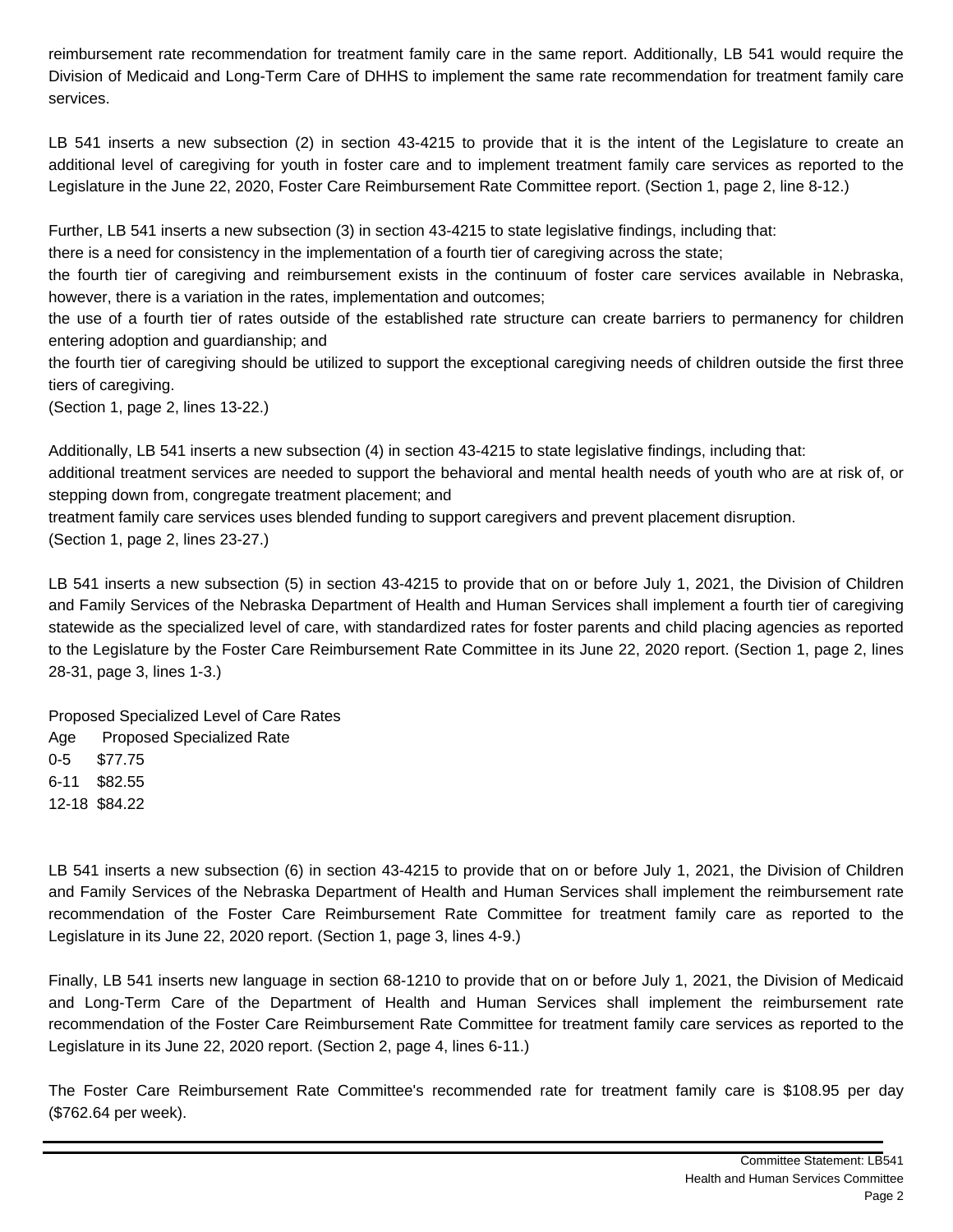reimbursement rate recommendation for treatment family care in the same report. Additionally, LB 541 would require the Division of Medicaid and Long-Term Care of DHHS to implement the same rate recommendation for treatment family care services.

LB 541 inserts a new subsection (2) in section 43-4215 to provide that it is the intent of the Legislature to create an additional level of caregiving for youth in foster care and to implement treatment family care services as reported to the Legislature in the June 22, 2020, Foster Care Reimbursement Rate Committee report. (Section 1, page 2, line 8-12.)

Further, LB 541 inserts a new subsection (3) in section 43-4215 to state legislative findings, including that:
there is a need for consistency in the implementation of a fourth tier of caregiving across the state;
the fourth tier of caregiving and reimbursement exists in the continuum of foster care services available in Nebraska, however, there is a variation in the rates, implementation and outcomes;
the use of a fourth tier of rates outside of the established rate structure can create barriers to permanency for children entering adoption and guardianship; and
the fourth tier of caregiving should be utilized to support the exceptional caregiving needs of children outside the first three tiers of caregiving.
(Section 1, page 2, lines 13-22.)

Additionally, LB 541 inserts a new subsection (4) in section 43-4215 to state legislative findings, including that:
additional treatment services are needed to support the behavioral and mental health needs of youth who are at risk of, or stepping down from, congregate treatment placement; and
treatment family care services uses blended funding to support caregivers and prevent placement disruption.
(Section 1, page 2, lines 23-27.)

LB 541 inserts a new subsection (5) in section 43-4215 to provide that on or before July 1, 2021, the Division of Children and Family Services of the Nebraska Department of Health and Human Services shall implement a fourth tier of caregiving statewide as the specialized level of care, with standardized rates for foster parents and child placing agencies as reported to the Legislature by the Foster Care Reimbursement Rate Committee in its June 22, 2020 report. (Section 1, page 2, lines 28-31, page 3, lines 1-3.)

Proposed Specialized Level of Care Rates

| Age | Proposed Specialized Rate |
| --- | --- |
| 0-5 | $77.75 |
| 6-11 | $82.55 |
| 12-18 | $84.22 |

LB 541 inserts a new subsection (6) in section 43-4215 to provide that on or before July 1, 2021, the Division of Children and Family Services of the Nebraska Department of Health and Human Services shall implement the reimbursement rate recommendation of the Foster Care Reimbursement Rate Committee for treatment family care as reported to the Legislature in its June 22, 2020 report. (Section 1, page 3, lines 4-9.)

Finally, LB 541 inserts new language in section 68-1210 to provide that on or before July 1, 2021, the Division of Medicaid and Long-Term Care of the Department of Health and Human Services shall implement the reimbursement rate recommendation of the Foster Care Reimbursement Rate Committee for treatment family care services as reported to the Legislature in its June 22, 2020 report. (Section 2, page 4, lines 6-11.)

The Foster Care Reimbursement Rate Committee's recommended rate for treatment family care is $108.95 per day ($762.64 per week).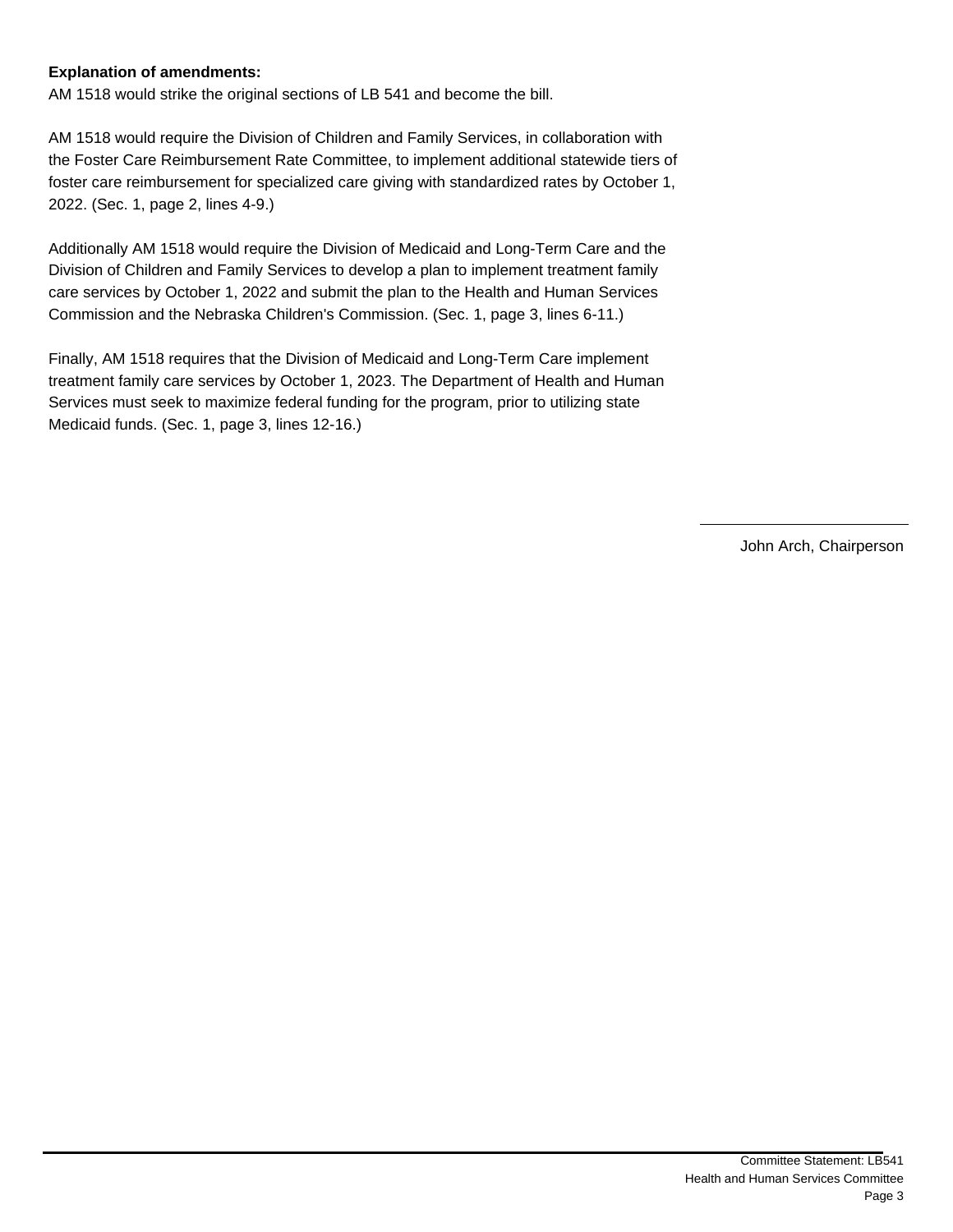**Explanation of amendments:**

AM 1518 would strike the original sections of LB 541 and become the bill.

AM 1518 would require the Division of Children and Family Services, in collaboration with the Foster Care Reimbursement Rate Committee, to implement additional statewide tiers of foster care reimbursement for specialized care giving with standardized rates by October 1, 2022. (Sec. 1, page 2, lines 4-9.)

Additionally AM 1518 would require the Division of Medicaid and Long-Term Care and the Division of Children and Family Services to develop a plan to implement treatment family care services by October 1, 2022 and submit the plan to the Health and Human Services Commission and the Nebraska Children's Commission. (Sec. 1, page 3, lines 6-11.)

Finally, AM 1518 requires that the Division of Medicaid and Long-Term Care implement treatment family care services by October 1, 2023. The Department of Health and Human Services must seek to maximize federal funding for the program, prior to utilizing state Medicaid funds. (Sec. 1, page 3, lines 12-16.)

John Arch, Chairperson